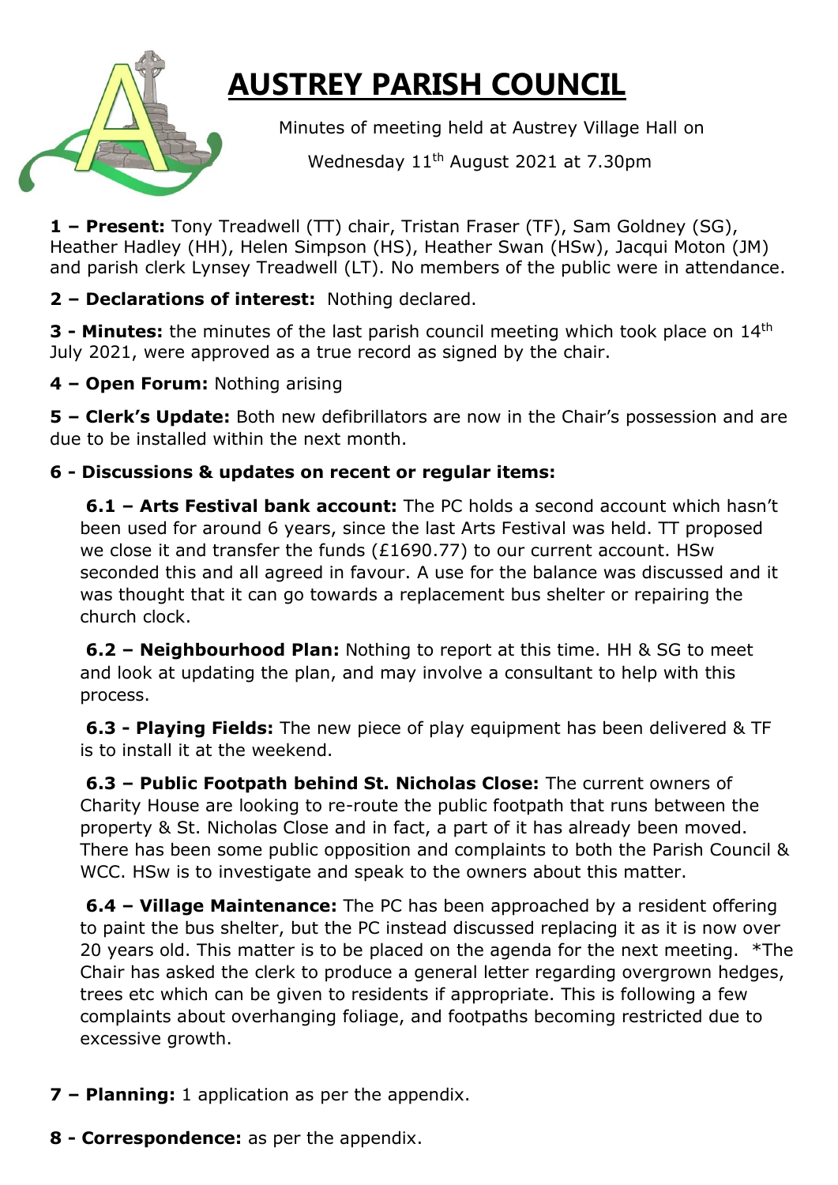# AUSTREY PARISH COUNCIL

Minutes of meeting held at Austrey Village Hall on

Wednesday 11th August 2021 at 7.30pm

**1 – Present:** Tony Treadwell (TT) chair, Tristan Fraser (TF), Sam Goldney (SG), Heather Hadley (HH), Helen Simpson (HS), Heather Swan (HSw), Jacqui Moton (JM) and parish clerk Lynsey Treadwell (LT). No members of the public were in attendance.

**2 – Declarations of interest:** Nothing declared.

**3 - Minutes:** the minutes of the last parish council meeting which took place on 14th July 2021, were approved as a true record as signed by the chair.

**4 – Open Forum:** Nothing arising

**5 – Clerk's Update:** Both new defibrillators are now in the Chair's possession and are due to be installed within the next month.

**6 - Discussions & updates on recent or regular items:**

**6.1 – Arts Festival bank account:** The PC holds a second account which hasn't been used for around 6 years, since the last Arts Festival was held. TT proposed we close it and transfer the funds (£1690.77) to our current account. HSw seconded this and all agreed in favour. A use for the balance was discussed and it was thought that it can go towards a replacement bus shelter or repairing the church clock.

**6.2 – Neighbourhood Plan:** Nothing to report at this time. HH & SG to meet and look at updating the plan, and may involve a consultant to help with this process.

**6.3 - Playing Fields:** The new piece of play equipment has been delivered & TF is to install it at the weekend.

**6.3 – Public Footpath behind St. Nicholas Close:** The current owners of Charity House are looking to re-route the public footpath that runs between the property & St. Nicholas Close and in fact, a part of it has already been moved. There has been some public opposition and complaints to both the Parish Council & WCC. HSw is to investigate and speak to the owners about this matter.

**6.4 – Village Maintenance:** The PC has been approached by a resident offering to paint the bus shelter, but the PC instead discussed replacing it as it is now over 20 years old. This matter is to be placed on the agenda for the next meeting. *The Chair has asked the clerk to produce a general letter regarding overgrown hedges, trees etc which can be given to residents if appropriate. This is following a few complaints about overhanging foliage, and footpaths becoming restricted due to excessive growth.

**7 – Planning:** 1 application as per the appendix.

**8 - Correspondence:** as per the appendix.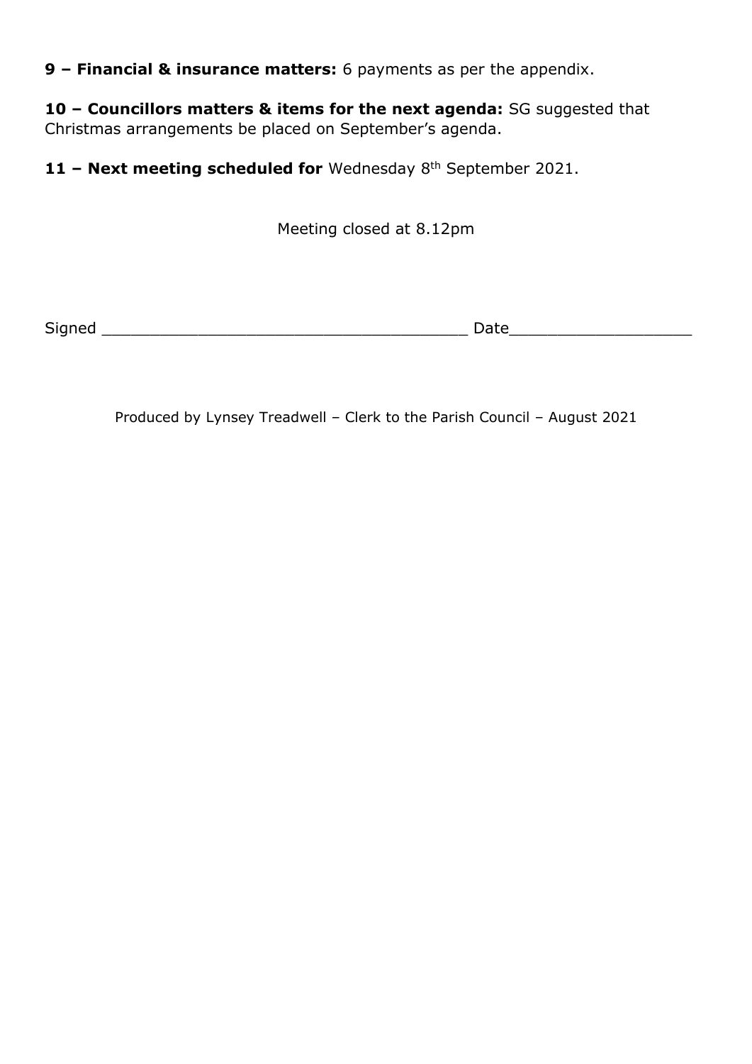**9 – Financial & insurance matters:** 6 payments as per the appendix.

**10 – Councillors matters & items for the next agenda:** SG suggested that Christmas arrangements be placed on September's agenda.

**11 – Next meeting scheduled for** Wednesday 8th September 2021.

Meeting closed at 8.12pm

Signed _____________________________________ Date__________________

Produced by Lynsey Treadwell – Clerk to the Parish Council – August 2021